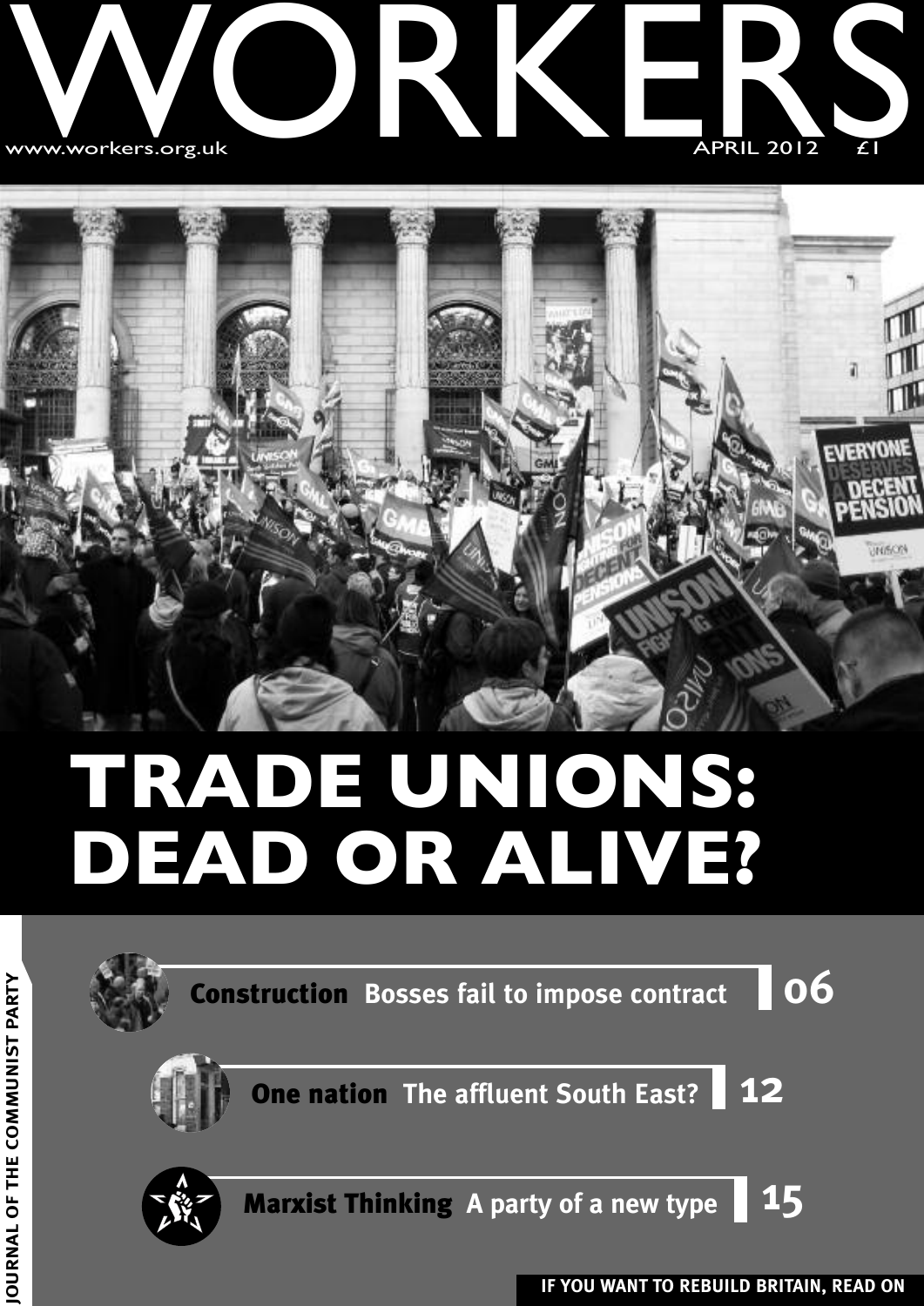# WORKERS

www.workers.org.uk

APRIL 2012 £1

# TRADE UNIONS: DEAD OR ALIVE?

**Construction** Bosses fail to impose contract **06**

**One nation** The affluent South East? **12**

**Marxist Thinking** A party of a new type **15**

JOURNAL OF THE COMMUNIST PARTY

**IF YOU WANT TO REBUILD BRITAIN, READ ON**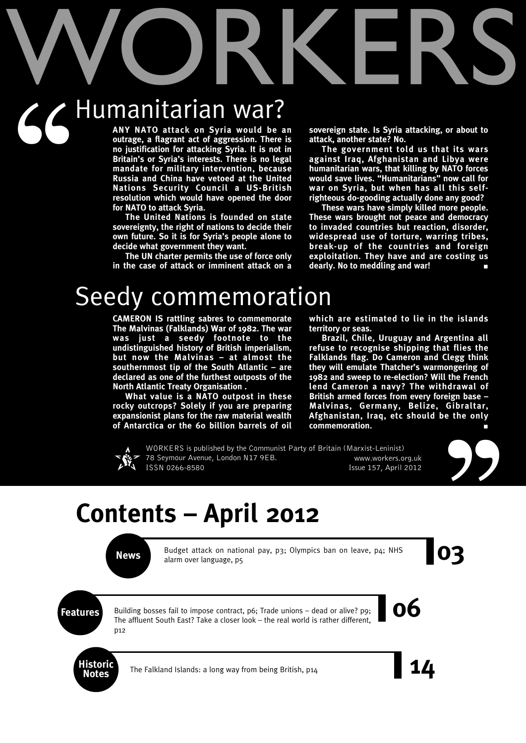# WORKERS

## Humanitarian war?

**ANY NATO attack on Syria would be an outrage, a flagrant act of aggression. There is no justification for attacking Syria. It is not in Britain's or Syria's interests. There is no legal mandate for military intervention, because Russia and China have vetoed at the United Nations Security Council a US-British resolution which would have opened the door for NATO to attack Syria.**

**The United Nations is founded on state sovereignty, the right of nations to decide their own future. So it is for Syria's people alone to decide what government they want.**

**The UN charter permits the use of force only in the case of attack or imminent attack on a sovereign state. Is Syria attacking, or about to attack, another state? No.**

**The government told us that its wars against Iraq, Afghanistan and Libya were humanitarian wars, that killing by NATO forces would save lives. "Humanitarians" now call for war on Syria, but when has all this self-righteous do-gooding actually done any good?**

**These wars have simply killed more people. These wars brought not peace and democracy to invaded countries but reaction, disorder, widespread use of torture, warring tribes, break-up of the countries and foreign exploitation. They have and are costing us dearly. No to meddling and war!** ■

## Seedy commemoration

**CAMERON IS rattling sabres to commemorate The Malvinas (Falklands) War of 1982. The war was just a seedy footnote to the undistinguished history of British imperialism, but now the Malvinas – at almost the southernmost tip of the South Atlantic – are declared as one of the furthest outposts of the North Atlantic Treaty Organisation .**

**What value is a NATO outpost in these rocky outcrops? Solely if you are preparing expansionist plans for the raw material wealth of Antarctica or the 60 billion barrels of oil which are estimated to lie in the islands territory or seas.**

**Brazil, Chile, Uruguay and Argentina all refuse to recognise shipping that flies the Falklands flag. Do Cameron and Clegg think they will emulate Thatcher's warmongering of 1982 and sweep to re-election? Will the French lend Cameron a navy? The withdrawal of British armed forces from every foreign base – Malvinas, Germany, Belize, Gibraltar, Afghanistan, Iraq, etc should be the only commemoration.** ■

WORKERS is published by the Communist Party of Britain (Marxist-Leninist)
78 Seymour Avenue, London N17 9EB. www.workers.org.uk
ISSN 0266-8580 Issue 157, April 2012

# Contents – April 2012

**News** — Budget attack on national pay, p3; Olympics ban on leave, p4; NHS alarm over language, p5 — **03**

**Features** — Building bosses fail to impose contract, p6; Trade unions – dead or alive? p9; The affluent South East? Take a closer look – the real world is rather different, p12 — **06**

**Historic Notes** — The Falkland Islands: a long way from being British, p14 — **14**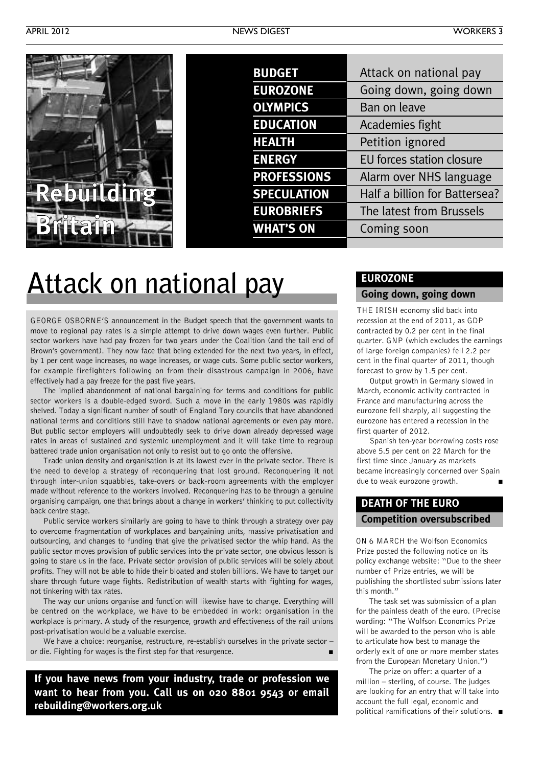| | |
|---|---|
| **BUDGET** | Attack on national pay |
| **EUROZONE** | Going down, going down |
| **OLYMPICS** | Ban on leave |
| **EDUCATION** | Academies fight |
| **HEALTH** | Petition ignored |
| **ENERGY** | EU forces station closure |
| **PROFESSIONS** | Alarm over NHS language |
| **SPECULATION** | Half a billion for Battersea? |
| **EUROBRIEFS** | The latest from Brussels |
| **WHAT'S ON** | Coming soon |

**Rebuilding Britain**

# Attack on national pay

GEORGE OSBORNE'S announcement in the Budget speech that the government wants to move to regional pay rates is a simple attempt to drive down wages even further. Public sector workers have had pay frozen for two years under the Coalition (and the tail end of Brown's government). They now face that being extended for the next two years, in effect, by 1 per cent wage increases, no wage increases, or wage cuts. Some public sector workers, for example firefighters following on from their disastrous campaign in 2006, have effectively had a pay freeze for the past five years.

The implied abandonment of national bargaining for terms and conditions for public sector workers is a double-edged sword. Such a move in the early 1980s was rapidly shelved. Today a significant number of south of England Tory councils that have abandoned national terms and conditions still have to shadow national agreements or even pay more. But public sector employers will undoubtedly seek to drive down already depressed wage rates in areas of sustained and systemic unemployment and it will take time to regroup battered trade union organisation not only to resist but to go onto the offensive.

Trade union density and organisation is at its lowest ever in the private sector. There is the need to develop a strategy of reconquering that lost ground. Reconquering it not through inter-union squabbles, take-overs or back-room agreements with the employer made without reference to the workers involved. Reconquering has to be through a genuine organising campaign, one that brings about a change in workers' thinking to put collectivity back centre stage.

Public service workers similarly are going to have to think through a strategy over pay to overcome fragmentation of workplaces and bargaining units, massive privatisation and outsourcing, and changes to funding that give the privatised sector the whip hand. As the public sector moves provision of public services into the private sector, one obvious lesson is going to stare us in the face. Private sector provision of public services will be solely about profits. They will not be able to hide their bloated and stolen billions. We have to target our share through future wage fights. Redistribution of wealth starts with fighting for wages, not tinkering with tax rates.

The way our unions organise and function will likewise have to change. Everything will be centred on the workplace, we have to be embedded in work: organisation in the workplace is primary. A study of the resurgence, growth and effectiveness of the rail unions post-privatisation would be a valuable exercise.

We have a choice: reorganise, restructure, re-establish ourselves in the private sector – or die. Fighting for wages is the first step for that resurgence. ■

**If you have news from your industry, trade or profession we want to hear from you. Call us on 020 8801 9543 or email rebuilding@workers.org.uk**

## EUROZONE

### Going down, going down

THE IRISH economy slid back into recession at the end of 2011, as GDP contracted by 0.2 per cent in the final quarter. GNP (which excludes the earnings of large foreign companies) fell 2.2 per cent in the final quarter of 2011, though forecast to grow by 1.5 per cent.

Output growth in Germany slowed in March, economic activity contracted in France and manufacturing across the eurozone fell sharply, all suggesting the eurozone has entered a recession in the first quarter of 2012.

Spanish ten-year borrowing costs rose above 5.5 per cent on 22 March for the first time since January as markets became increasingly concerned over Spain due to weak eurozone growth. ■

## DEATH OF THE EURO

### Competition oversubscribed

ON 6 MARCH the Wolfson Economics Prize posted the following notice on its policy exchange website: "Due to the sheer number of Prize entries, we will be publishing the shortlisted submissions later this month."

The task set was submission of a plan for the painless death of the euro. (Precise wording: "The Wolfson Economics Prize will be awarded to the person who is able to articulate how best to manage the orderly exit of one or more member states from the European Monetary Union.")

The prize on offer: a quarter of a million – sterling, of course. The judges are looking for an entry that will take into account the full legal, economic and political ramifications of their solutions. ■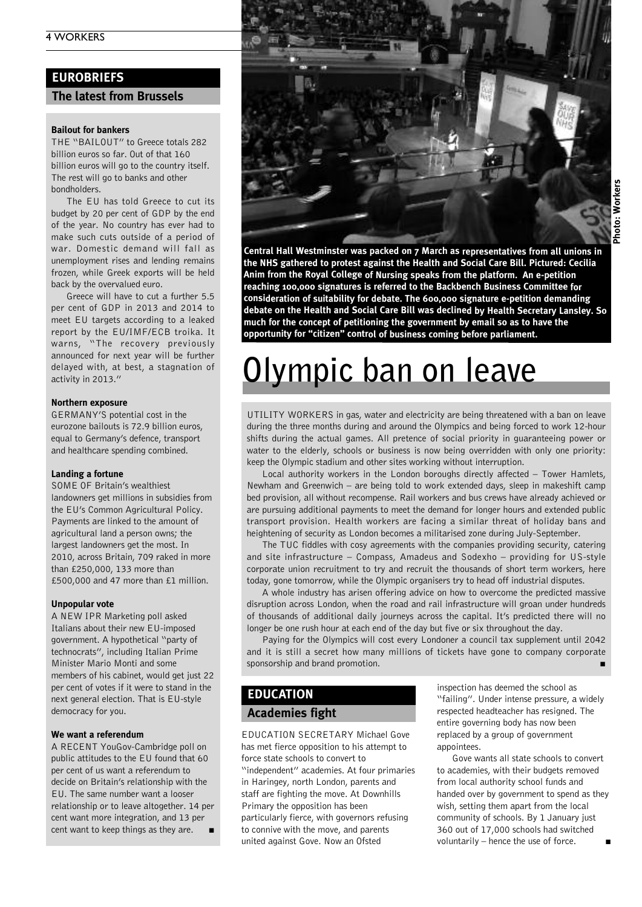## EUROBRIEFS

### The latest from Brussels

**Bailout for bankers**

THE "BAILOUT" to Greece totals 282 billion euros so far. Out of that 160 billion euros will go to the country itself. The rest will go to banks and other bondholders.

The EU has told Greece to cut its budget by 20 per cent of GDP by the end of the year. No country has ever had to make such cuts outside of a period of war. Domestic demand will fall as unemployment rises and lending remains frozen, while Greek exports will be held back by the overvalued euro.

Greece will have to cut a further 5.5 per cent of GDP in 2013 and 2014 to meet EU targets according to a leaked report by the EU/IMF/ECB troika. It warns, "The recovery previously announced for next year will be further delayed with, at best, a stagnation of activity in 2013."

**Northern exposure**

GERMANY'S potential cost in the eurozone bailouts is 72.9 billion euros, equal to Germany's defence, transport and healthcare spending combined.

**Landing a fortune**

SOME OF Britain's wealthiest landowners get millions in subsidies from the EU's Common Agricultural Policy. Payments are linked to the amount of agricultural land a person owns; the largest landowners get the most. In 2010, across Britain, 709 raked in more than £250,000, 133 more than £500,000 and 47 more than £1 million.

**Unpopular vote**

A NEW IPR Marketing poll asked Italians about their new EU-imposed government. A hypothetical "party of technocrats", including Italian Prime Minister Mario Monti and some members of his cabinet, would get just 22 per cent of votes if it were to stand in the next general election. That is EU-style democracy for you.

**We want a referendum**

A RECENT YouGov-Cambridge poll on public attitudes to the EU found that 60 per cent of us want a referendum to decide on Britain's relationship with the EU. The same number want a looser relationship or to leave altogether. 14 per cent want more integration, and 13 per cent want to keep things as they are. ■

Central Hall Westminster was packed on 7 March as representatives from all unions in the NHS gathered to protest against the Health and Social Care Bill. Pictured: Cecilia Anim from the Royal College of Nursing speaks from the platform. An e-petition reaching 100,000 signatures is referred to the Backbench Business Committee for consideration of suitability for debate. The 600,000 signature e-petition demanding debate on the Health and Social Care Bill was declined by Health Secretary Lansley. So much for the concept of petitioning the government by email so as to have the opportunity for "citizen" control of business coming before parliament.

Photo: Workers

# Olympic ban on leave

UTILITY WORKERS in gas, water and electricity are being threatened with a ban on leave during the three months during and around the Olympics and being forced to work 12-hour shifts during the actual games. All pretence of social priority in guaranteeing power or water to the elderly, schools or business is now being overridden with only one priority: keep the Olympic stadium and other sites working without interruption.

Local authority workers in the London boroughs directly affected – Tower Hamlets, Newham and Greenwich – are being told to work extended days, sleep in makeshift camp bed provision, all without recompense. Rail workers and bus crews have already achieved or are pursuing additional payments to meet the demand for longer hours and extended public transport provision. Health workers are facing a similar threat of holiday bans and heightening of security as London becomes a militarised zone during July-September.

The TUC fiddles with cosy agreements with the companies providing security, catering and site infrastructure – Compass, Amadeus and Sodexho – providing for US-style corporate union recruitment to try and recruit the thousands of short term workers, here today, gone tomorrow, while the Olympic organisers try to head off industrial disputes.

A whole industry has arisen offering advice on how to overcome the predicted massive disruption across London, when the road and rail infrastructure will groan under hundreds of thousands of additional daily journeys across the capital. It's predicted there will no longer be one rush hour at each end of the day but five or six throughout the day.

Paying for the Olympics will cost every Londoner a council tax supplement until 2042 and it is still a secret how many millions of tickets have gone to company corporate sponsorship and brand promotion. ■

## EDUCATION

### Academies fight

EDUCATION SECRETARY Michael Gove has met fierce opposition to his attempt to force state schools to convert to "independent" academies. At four primaries in Haringey, north London, parents and staff are fighting the move. At Downhills Primary the opposition has been particularly fierce, with governors refusing to connive with the move, and parents united against Gove. Now an Ofsted inspection has deemed the school as "failing". Under intense pressure, a widely respected headteacher has resigned. The entire governing body has now been replaced by a group of government appointees.

Gove wants all state schools to convert to academies, with their budgets removed from local authority school funds and handed over by government to spend as they wish, setting them apart from the local community of schools. By 1 January just 360 out of 17,000 schools had switched voluntarily – hence the use of force. ■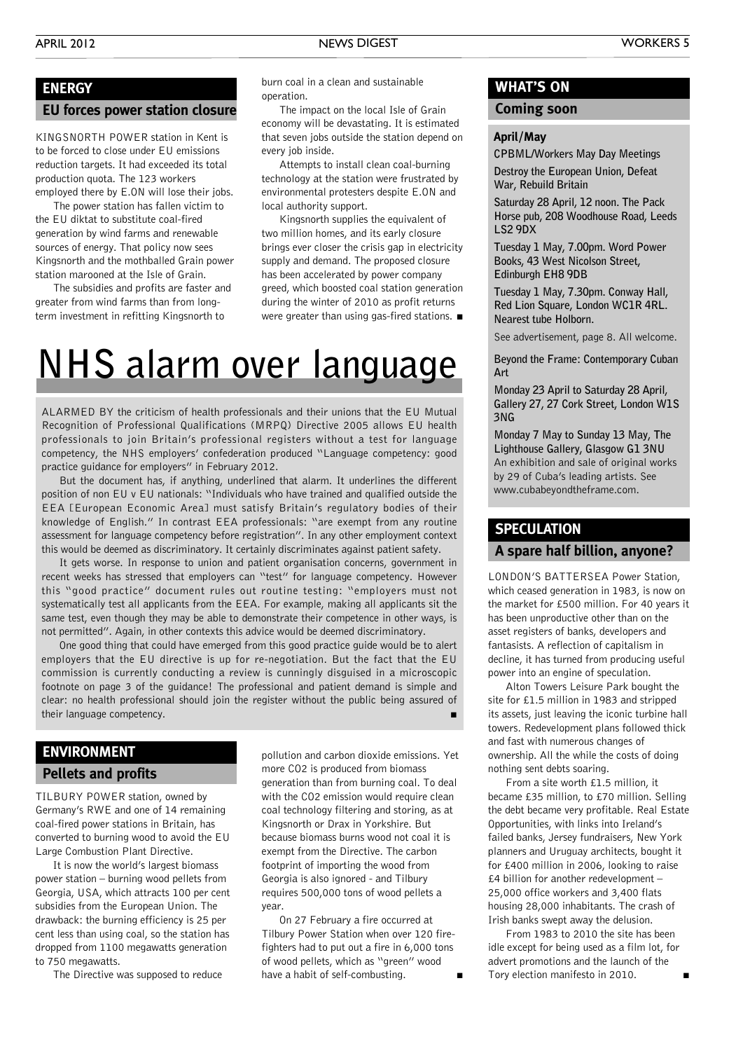## ENERGY

### EU forces power station closure

KINGSNORTH POWER station in Kent is to be forced to close under EU emissions reduction targets. It had exceeded its total production quota. The 123 workers employed there by E.ON will lose their jobs.

The power station has fallen victim to the EU diktat to substitute coal-fired generation by wind farms and renewable sources of energy. That policy now sees Kingsnorth and the mothballed Grain power station marooned at the Isle of Grain.

The subsidies and profits are faster and greater from wind farms than from long-term investment in refitting Kingsnorth to burn coal in a clean and sustainable operation.

The impact on the local Isle of Grain economy will be devastating. It is estimated that seven jobs outside the station depend on every job inside.

Attempts to install clean coal-burning technology at the station were frustrated by environmental protesters despite E.ON and local authority support.

Kingsnorth supplies the equivalent of two million homes, and its early closure brings ever closer the crisis gap in electricity supply and demand. The proposed closure has been accelerated by power company greed, which boosted coal station generation during the winter of 2010 as profit returns were greater than using gas-fired stations. ■

# NHS alarm over language

ALARMED BY the criticism of health professionals and their unions that the EU Mutual Recognition of Professional Qualifications (MRPQ) Directive 2005 allows EU health professionals to join Britain's professional registers without a test for language competency, the NHS employers' confederation produced "Language competency: good practice guidance for employers" in February 2012.

But the document has, if anything, underlined that alarm. It underlines the different position of non EU v EU nationals: "Individuals who have trained and qualified outside the EEA [European Economic Area] must satisfy Britain's regulatory bodies of their knowledge of English." In contrast EEA professionals: "are exempt from any routine assessment for language competency before registration". In any other employment context this would be deemed as discriminatory. It certainly discriminates against patient safety.

It gets worse. In response to union and patient organisation concerns, government in recent weeks has stressed that employers can "test" for language competency. However this "good practice" document rules out routine testing: "employers must not systematically test all applicants from the EEA. For example, making all applicants sit the same test, even though they may be able to demonstrate their competence in other ways, is not permitted". Again, in other contexts this advice would be deemed discriminatory.

One good thing that could have emerged from this good practice guide would be to alert employers that the EU directive is up for re-negotiation. But the fact that the EU commission is currently conducting a review is cunningly disguised in a microscopic footnote on page 3 of the guidance! The professional and patient demand is simple and clear: no health professional should join the register without the public being assured of their language competency. ■

## ENVIRONMENT

### Pellets and profits

TILBURY POWER station, owned by Germany's RWE and one of 14 remaining coal-fired power stations in Britain, has converted to burning wood to avoid the EU Large Combustion Plant Directive.

It is now the world's largest biomass power station – burning wood pellets from Georgia, USA, which attracts 100 per cent subsidies from the European Union. The drawback: the burning efficiency is 25 per cent less than using coal, so the station has dropped from 1100 megawatts generation to 750 megawatts.

The Directive was supposed to reduce pollution and carbon dioxide emissions. Yet more $CO_2$ is produced from biomass generation than from burning coal. To deal with the $CO_2$ emission would require clean coal technology filtering and storing, as at Kingsnorth or Drax in Yorkshire. But because biomass burns wood not coal it is exempt from the Directive. The carbon footprint of importing the wood from Georgia is also ignored - and Tilbury requires 500,000 tons of wood pellets a year.

On 27 February a fire occurred at Tilbury Power Station when over 120 fire-fighters had to put out a fire in 6,000 tons of wood pellets, which as "green" wood have a habit of self-combusting. ■

## WHAT'S ON

### Coming soon

#### April/May

**CPBML/Workers May Day Meetings**

**Destroy the European Union, Defeat War, Rebuild Britain**

**Saturday 28 April, 12 noon. The Pack Horse pub, 208 Woodhouse Road, Leeds LS2 9DX**

**Tuesday 1 May, 7.00pm. Word Power Books, 43 West Nicolson Street, Edinburgh EH8 9DB**

**Tuesday 1 May, 7.30pm. Conway Hall, Red Lion Square, London WC1R 4RL. Nearest tube Holborn.**

See advertisement, page 8. All welcome.

**Beyond the Frame: Contemporary Cuban Art**

**Monday 23 April to Saturday 28 April, Gallery 27, 27 Cork Street, London W1S 3NG**

**Monday 7 May to Sunday 13 May, The Lighthouse Gallery, Glasgow G1 3NU**

An exhibition and sale of original works by 29 of Cuba's leading artists. See www.cubabeyondtheframe.com.

## SPECULATION

### A spare half billion, anyone?

LONDON'S BATTERSEA Power Station, which ceased generation in 1983, is now on the market for £500 million. For 40 years it has been unproductive other than on the asset registers of banks, developers and fantasists. A reflection of capitalism in decline, it has turned from producing useful power into an engine of speculation.

Alton Towers Leisure Park bought the site for £1.5 million in 1983 and stripped its assets, just leaving the iconic turbine hall towers. Redevelopment plans followed thick and fast with numerous changes of ownership. All the while the costs of doing nothing sent debts soaring.

From a site worth £1.5 million, it became £35 million, to £70 million. Selling the debt became very profitable. Real Estate Opportunities, with links into Ireland's failed banks, Jersey fundraisers, New York planners and Uruguay architects, bought it for £400 million in 2006, looking to raise £4 billion for another redevelopment – 25,000 office workers and 3,400 flats housing 28,000 inhabitants. The crash of Irish banks swept away the delusion.

From 1983 to 2010 the site has been idle except for being used as a film lot, for advert promotions and the launch of the Tory election manifesto in 2010. ■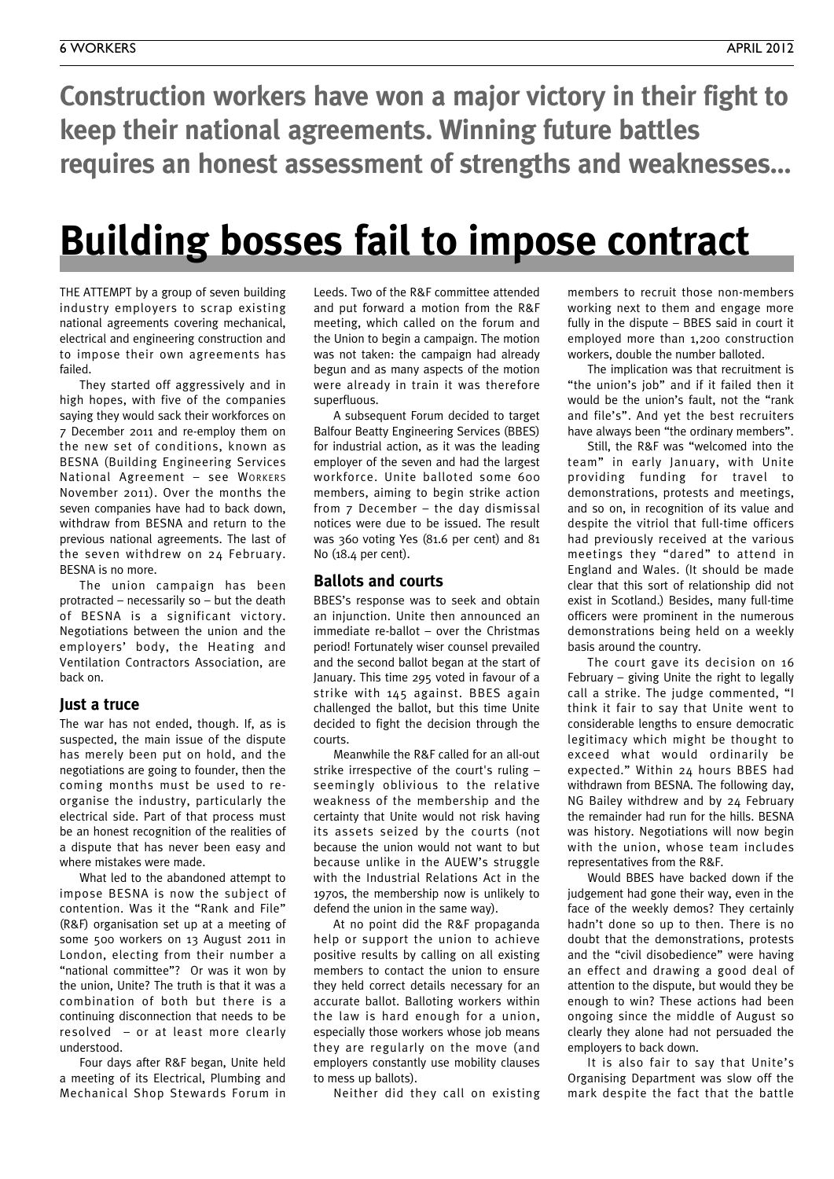**Construction workers have won a major victory in their fight to keep their national agreements. Winning future battles requires an honest assessment of strengths and weaknesses...**

# Building bosses fail to impose contract

THE ATTEMPT by a group of seven building industry employers to scrap existing national agreements covering mechanical, electrical and engineering construction and to impose their own agreements has failed.

They started off aggressively and in high hopes, with five of the companies saying they would sack their workforces on 7 December 2011 and re-employ them on the new set of conditions, known as BESNA (Building Engineering Services National Agreement – see WORKERS November 2011). Over the months the seven companies have had to back down, withdraw from BESNA and return to the previous national agreements. The last of the seven withdrew on 24 February. BESNA is no more.

The union campaign has been protracted – necessarily so – but the death of BESNA is a significant victory. Negotiations between the union and the employers' body, the Heating and Ventilation Contractors Association, are back on.

## Just a truce

The war has not ended, though. If, as is suspected, the main issue of the dispute has merely been put on hold, and the negotiations are going to founder, then the coming months must be used to re-organise the industry, particularly the electrical side. Part of that process must be an honest recognition of the realities of a dispute that has never been easy and where mistakes were made.

What led to the abandoned attempt to impose BESNA is now the subject of contention. Was it the "Rank and File" (R&F) organisation set up at a meeting of some 500 workers on 13 August 2011 in London, electing from their number a "national committee"? Or was it won by the union, Unite? The truth is that it was a combination of both but there is a continuing disconnection that needs to be resolved – or at least more clearly understood.

Four days after R&F began, Unite held a meeting of its Electrical, Plumbing and Mechanical Shop Stewards Forum in Leeds. Two of the R&F committee attended and put forward a motion from the R&F meeting, which called on the forum and the Union to begin a campaign. The motion was not taken: the campaign had already begun and as many aspects of the motion were already in train it was therefore superfluous.

A subsequent Forum decided to target Balfour Beatty Engineering Services (BBES) for industrial action, as it was the leading employer of the seven and had the largest workforce. Unite balloted some 600 members, aiming to begin strike action from 7 December – the day dismissal notices were due to be issued. The result was 360 voting Yes (81.6 per cent) and 81 No (18.4 per cent).

## Ballots and courts

BBES's response was to seek and obtain an injunction. Unite then announced an immediate re-ballot – over the Christmas period! Fortunately wiser counsel prevailed and the second ballot began at the start of January. This time 295 voted in favour of a strike with 145 against. BBES again challenged the ballot, but this time Unite decided to fight the decision through the courts.

Meanwhile the R&F called for an all-out strike irrespective of the court's ruling – seemingly oblivious to the relative weakness of the membership and the certainty that Unite would not risk having its assets seized by the courts (not because the union would not want to but because unlike in the AUEW's struggle with the Industrial Relations Act in the 1970s, the membership now is unlikely to defend the union in the same way).

At no point did the R&F propaganda help or support the union to achieve positive results by calling on all existing members to contact the union to ensure they held correct details necessary for an accurate ballot. Balloting workers within the law is hard enough for a union, especially those workers whose job means they are regularly on the move (and employers constantly use mobility clauses to mess up ballots).

Neither did they call on existing members to recruit those non-members working next to them and engage more fully in the dispute – BBES said in court it employed more than 1,200 construction workers, double the number balloted.

The implication was that recruitment is "the union's job" and if it failed then it would be the union's fault, not the "rank and file's". And yet the best recruiters have always been "the ordinary members".

Still, the R&F was "welcomed into the team" in early January, with Unite providing funding for travel to demonstrations, protests and meetings, and so on, in recognition of its value and despite the vitriol that full-time officers had previously received at the various meetings they "dared" to attend in England and Wales. (It should be made clear that this sort of relationship did not exist in Scotland.) Besides, many full-time officers were prominent in the numerous demonstrations being held on a weekly basis around the country.

The court gave its decision on 16 February – giving Unite the right to legally call a strike. The judge commented, "I think it fair to say that Unite went to considerable lengths to ensure democratic legitimacy which might be thought to exceed what would ordinarily be expected." Within 24 hours BBES had withdrawn from BESNA. The following day, NG Bailey withdrew and by 24 February the remainder had run for the hills. BESNA was history. Negotiations will now begin with the union, whose team includes representatives from the R&F.

Would BBES have backed down if the judgement had gone their way, even in the face of the weekly demos? They certainly hadn't done so up to then. There is no doubt that the demonstrations, protests and the "civil disobedience" were having an effect and drawing a good deal of attention to the dispute, but would they be enough to win? These actions had been ongoing since the middle of August so clearly they alone had not persuaded the employers to back down.

It is also fair to say that Unite's Organising Department was slow off the mark despite the fact that the battle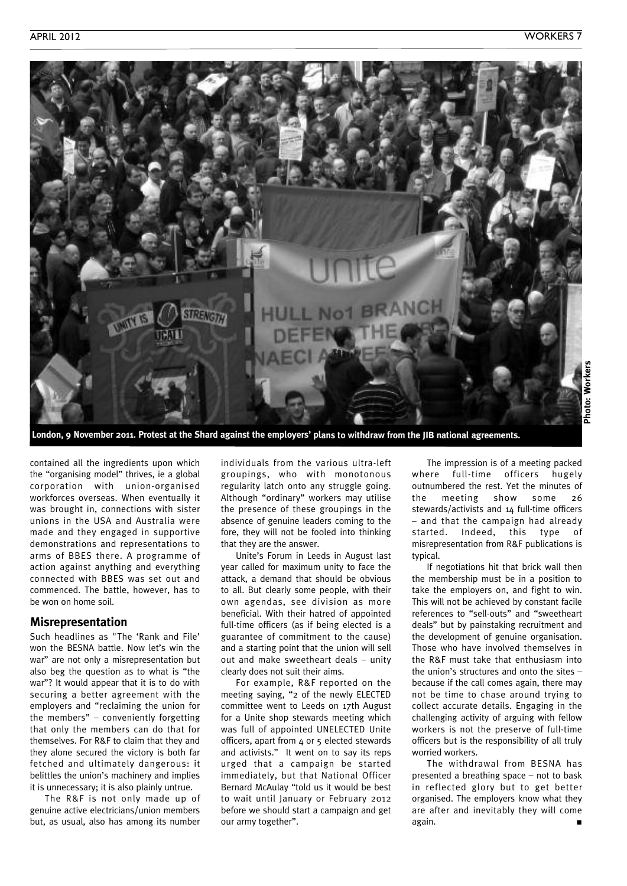London, 9 November 2011. Protest at the Shard against the employers' plans to withdraw from the JIB national agreements.

contained all the ingredients upon which the "organising model" thrives, ie a global corporation with union-organised workforces overseas. When eventually it was brought in, connections with sister unions in the USA and Australia were made and they engaged in supportive demonstrations and representations to arms of BBES there. A programme of action against anything and everything connected with BBES was set out and commenced. The battle, however, has to be won on home soil.

## Misrepresentation

Such headlines as "The 'Rank and File' won the BESNA battle. Now let's win the war" are not only a misrepresentation but also beg the question as to what is "the war"? It would appear that it is to do with securing a better agreement with the employers and "reclaiming the union for the members" – conveniently forgetting that only the members can do that for themselves. For R&F to claim that they and they alone secured the victory is both far fetched and ultimately dangerous: it belittles the union's machinery and implies it is unnecessary; it is also plainly untrue.

The R&F is not only made up of genuine active electricians/union members but, as usual, also has among its number individuals from the various ultra-left groupings, who with monotonous regularity latch onto any struggle going. Although "ordinary" workers may utilise the presence of these groupings in the absence of genuine leaders coming to the fore, they will not be fooled into thinking that they are the answer.

Unite's Forum in Leeds in August last year called for maximum unity to face the attack, a demand that should be obvious to all. But clearly some people, with their own agendas, see division as more beneficial. With their hatred of appointed full-time officers (as if being elected is a guarantee of commitment to the cause) and a starting point that the union will sell out and make sweetheart deals – unity clearly does not suit their aims.

For example, R&F reported on the meeting saying, "2 of the newly ELECTED committee went to Leeds on 17th August for a Unite shop stewards meeting which was full of appointed UNELECTED Unite officers, apart from 4 or 5 elected stewards and activists." It went on to say its reps urged that a campaign be started immediately, but that National Officer Bernard McAulay "told us it would be best to wait until January or February 2012 before we should start a campaign and get our army together".

The impression is of a meeting packed where full-time officers hugely outnumbered the rest. Yet the minutes of the meeting show some 26 stewards/activists and 14 full-time officers – and that the campaign had already started. Indeed, this type of misrepresentation from R&F publications is typical.

If negotiations hit that brick wall then the membership must be in a position to take the employers on, and fight to win. This will not be achieved by constant facile references to "sell-outs" and "sweetheart deals" but by painstaking recruitment and the development of genuine organisation. Those who have involved themselves in the R&F must take that enthusiasm into the union's structures and onto the sites – because if the call comes again, there may not be time to chase around trying to collect accurate details. Engaging in the challenging activity of arguing with fellow workers is not the preserve of full-time officers but is the responsibility of all truly worried workers.

The withdrawal from BESNA has presented a breathing space – not to bask in reflected glory but to get better organised. The employers know what they are after and inevitably they will come again. ■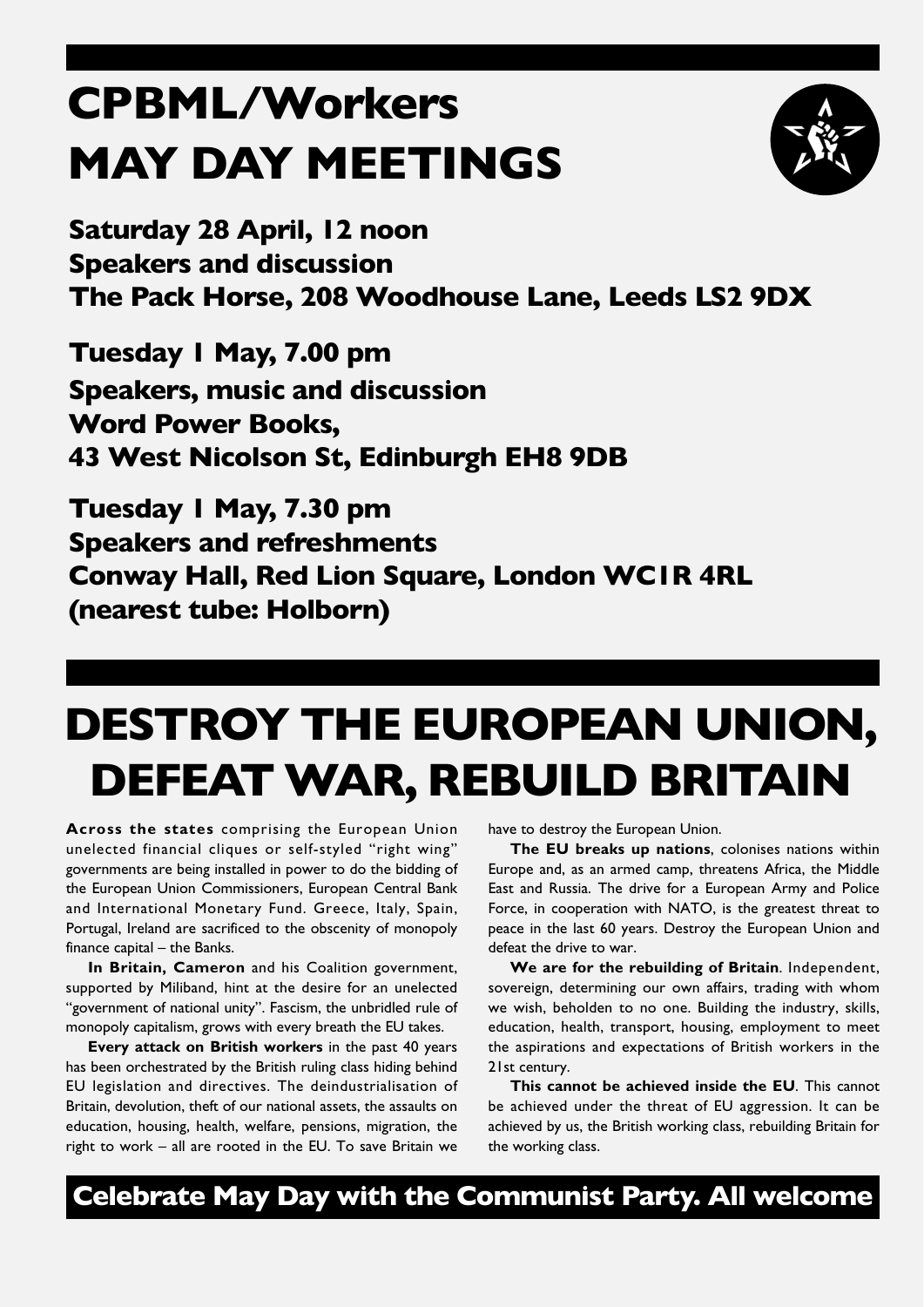# CPBML/Workers MAY DAY MEETINGS

**Saturday 28 April, 12 noon**
**Speakers and discussion**
**The Pack Horse, 208 Woodhouse Lane, Leeds LS2 9DX**

**Tuesday 1 May, 7.00 pm**
**Speakers, music and discussion**
**Word Power Books,**
**43 West Nicolson St, Edinburgh EH8 9DB**

**Tuesday 1 May, 7.30 pm**
**Speakers and refreshments**
**Conway Hall, Red Lion Square, London WC1R 4RL**
**(nearest tube: Holborn)**

# DESTROY THE EUROPEAN UNION, DEFEAT WAR, REBUILD BRITAIN

**Across the states** comprising the European Union unelected financial cliques or self-styled "right wing" governments are being installed in power to do the bidding of the European Union Commissioners, European Central Bank and International Monetary Fund. Greece, Italy, Spain, Portugal, Ireland are sacrificed to the obscenity of monopoly finance capital – the Banks.

**In Britain, Cameron** and his Coalition government, supported by Miliband, hint at the desire for an unelected "government of national unity". Fascism, the unbridled rule of monopoly capitalism, grows with every breath the EU takes.

**Every attack on British workers** in the past 40 years has been orchestrated by the British ruling class hiding behind EU legislation and directives. The deindustrialisation of Britain, devolution, theft of our national assets, the assaults on education, housing, health, welfare, pensions, migration, the right to work – all are rooted in the EU. To save Britain we have to destroy the European Union.

**The EU breaks up nations**, colonises nations within Europe and, as an armed camp, threatens Africa, the Middle East and Russia. The drive for a European Army and Police Force, in cooperation with NATO, is the greatest threat to peace in the last 60 years. Destroy the European Union and defeat the drive to war.

**We are for the rebuilding of Britain**. Independent, sovereign, determining our own affairs, trading with whom we wish, beholden to no one. Building the industry, skills, education, health, transport, housing, employment to meet the aspirations and expectations of British workers in the 21st century.

**This cannot be achieved inside the EU**. This cannot be achieved under the threat of EU aggression. It can be achieved by us, the British working class, rebuilding Britain for the working class.

**Celebrate May Day with the Communist Party. All welcome**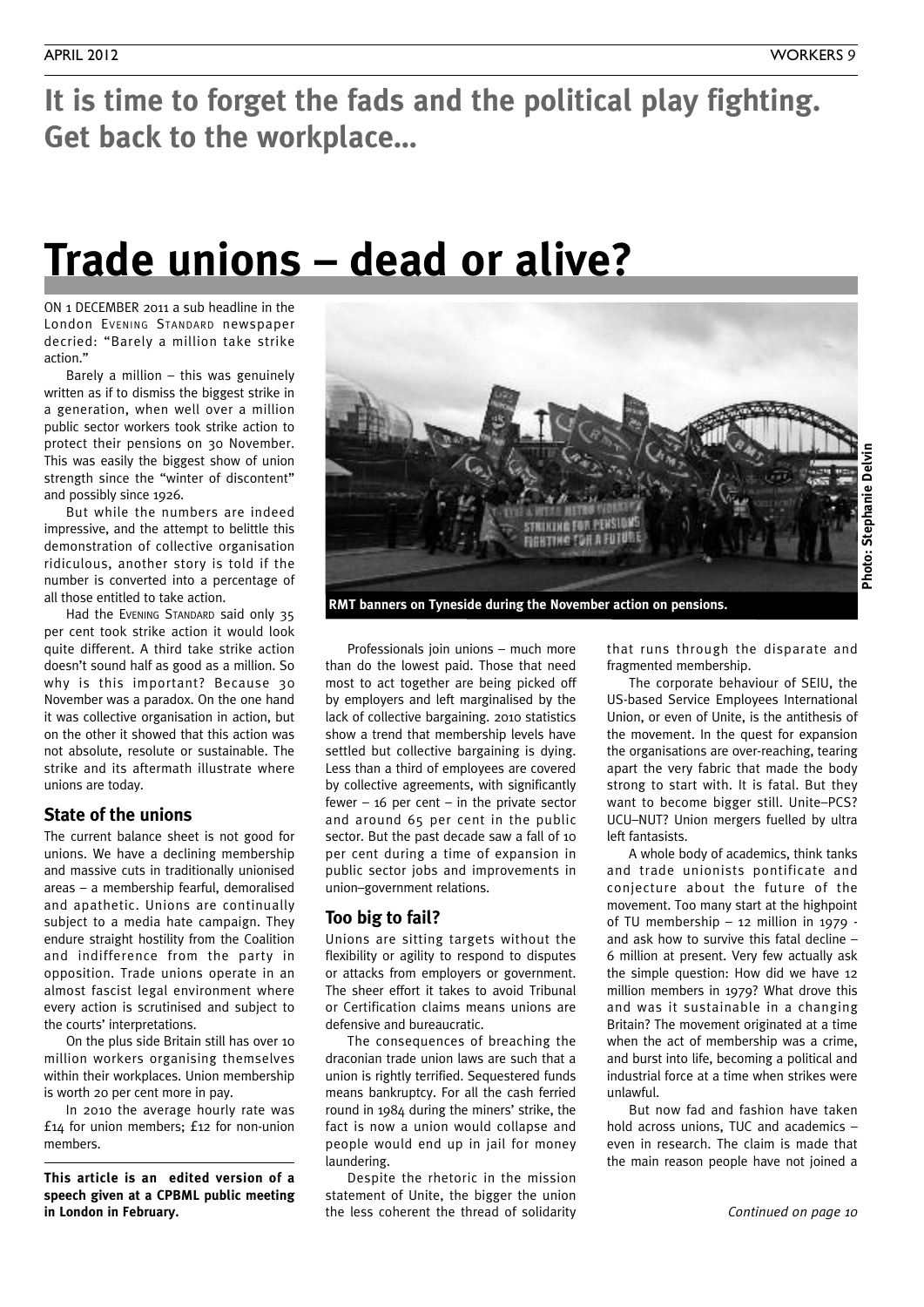**It is time to forget the fads and the political play fighting. Get back to the workplace...**

# Trade unions – dead or alive?

ON 1 DECEMBER 2011 a sub headline in the London EVENING STANDARD newspaper decried: "Barely a million take strike action."

Barely a million – this was genuinely written as if to dismiss the biggest strike in a generation, when well over a million public sector workers took strike action to protect their pensions on 30 November. This was easily the biggest show of union strength since the "winter of discontent" and possibly since 1926.

But while the numbers are indeed impressive, and the attempt to belittle this demonstration of collective organisation ridiculous, another story is told if the number is converted into a percentage of all those entitled to take action.

Had the EVENING STANDARD said only 35 per cent took strike action it would look quite different. A third take strike action doesn't sound half as good as a million. So why is this important? Because 30 November was a paradox. On the one hand it was collective organisation in action, but on the other it showed that this action was not absolute, resolute or sustainable. The strike and its aftermath illustrate where unions are today.

## State of the unions

The current balance sheet is not good for unions. We have a declining membership and massive cuts in traditionally unionised areas – a membership fearful, demoralised and apathetic. Unions are continually subject to a media hate campaign. They endure straight hostility from the Coalition and indifference from the party in opposition. Trade unions operate in an almost fascist legal environment where every action is scrutinised and subject to the courts' interpretations.

On the plus side Britain still has over 10 million workers organising themselves within their workplaces. Union membership is worth 20 per cent more in pay.

In 2010 the average hourly rate was £14 for union members; £12 for non-union members.

**This article is an edited version of a speech given at a CPBML public meeting in London in February.**

RMT banners on Tyneside during the November action on pensions.

Photo: Stephanie Delvin

Professionals join unions – much more than do the lowest paid. Those that need most to act together are being picked off by employers and left marginalised by the lack of collective bargaining. 2010 statistics show a trend that membership levels have settled but collective bargaining is dying. Less than a third of employees are covered by collective agreements, with significantly fewer – 16 per cent – in the private sector and around 65 per cent in the public sector. But the past decade saw a fall of 10 per cent during a time of expansion in public sector jobs and improvements in union–government relations.

## Too big to fail?

Unions are sitting targets without the flexibility or agility to respond to disputes or attacks from employers or government. The sheer effort it takes to avoid Tribunal or Certification claims means unions are defensive and bureaucratic.

The consequences of breaching the draconian trade union laws are such that a union is rightly terrified. Sequestered funds means bankruptcy. For all the cash ferried round in 1984 during the miners' strike, the fact is now a union would collapse and people would end up in jail for money laundering.

Despite the rhetoric in the mission statement of Unite, the bigger the union the less coherent the thread of solidarity that runs through the disparate and fragmented membership.

The corporate behaviour of SEIU, the US-based Service Employees International Union, or even of Unite, is the antithesis of the movement. In the quest for expansion the organisations are over-reaching, tearing apart the very fabric that made the body strong to start with. It is fatal. But they want to become bigger still. Unite–PCS? UCU–NUT? Union mergers fuelled by ultra left fantasists.

A whole body of academics, think tanks and trade unionists pontificate and conjecture about the future of the movement. Too many start at the highpoint of TU membership – 12 million in 1979 - and ask how to survive this fatal decline – 6 million at present. Very few actually ask the simple question: How did we have 12 million members in 1979? What drove this and was it sustainable in a changing Britain? The movement originated at a time when the act of membership was a crime, and burst into life, becoming a political and industrial force at a time when strikes were unlawful.

But now fad and fashion have taken hold across unions, TUC and academics – even in research. The claim is made that the main reason people have not joined a

*Continued on page 10*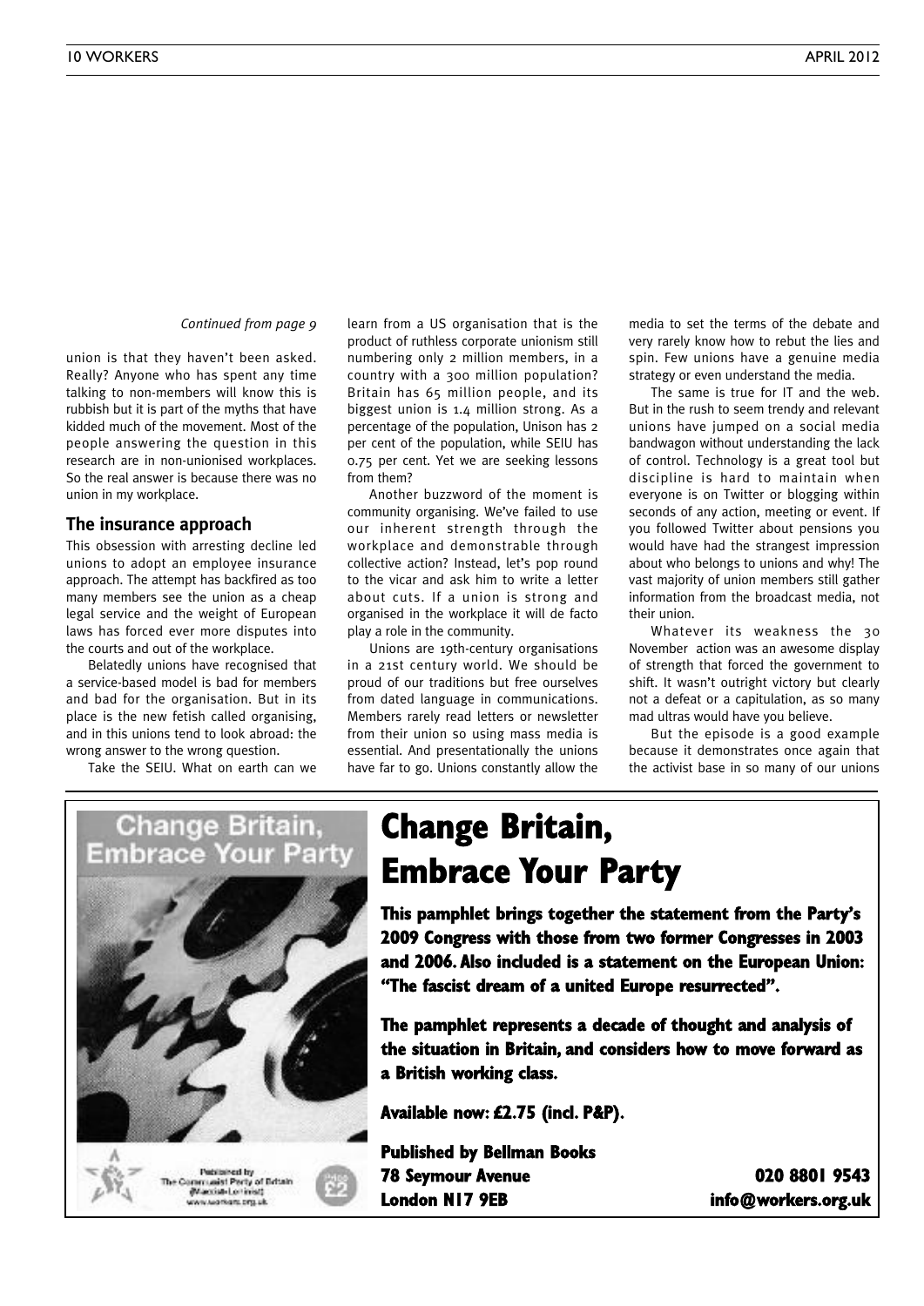*Continued from page 9*

union is that they haven't been asked. Really? Anyone who has spent any time talking to non-members will know this is rubbish but it is part of the myths that have kidded much of the movement. Most of the people answering the question in this research are in non-unionised workplaces. So the real answer is because there was no union in my workplace.

## The insurance approach

This obsession with arresting decline led unions to adopt an employee insurance approach. The attempt has backfired as too many members see the union as a cheap legal service and the weight of European laws has forced ever more disputes into the courts and out of the workplace.

Belatedly unions have recognised that a service-based model is bad for members and bad for the organisation. But in its place is the new fetish called organising, and in this unions tend to look abroad: the wrong answer to the wrong question.

Take the SEIU. What on earth can we learn from a US organisation that is the product of ruthless corporate unionism still numbering only 2 million members, in a country with a 300 million population? Britain has 65 million people, and its biggest union is 1.4 million strong. As a percentage of the population, Unison has 2 per cent of the population, while SEIU has 0.75 per cent. Yet we are seeking lessons from them?

Another buzzword of the moment is community organising. We've failed to use our inherent strength through the workplace and demonstrable through collective action? Instead, let's pop round to the vicar and ask him to write a letter about cuts. If a union is strong and organised in the workplace it will de facto play a role in the community.

Unions are 19th-century organisations in a 21st century world. We should be proud of our traditions but free ourselves from dated language in communications. Members rarely read letters or newsletter from their union so using mass media is essential. And presentationally the unions have far to go. Unions constantly allow the media to set the terms of the debate and very rarely know how to rebut the lies and spin. Few unions have a genuine media strategy or even understand the media.

The same is true for IT and the web. But in the rush to seem trendy and relevant unions have jumped on a social media bandwagon without understanding the lack of control. Technology is a great tool but discipline is hard to maintain when everyone is on Twitter or blogging within seconds of any action, meeting or event. If you followed Twitter about pensions you would have had the strangest impression about who belongs to unions and why! The vast majority of union members still gather information from the broadcast media, not their union.

Whatever its weakness the 30 November action was an awesome display of strength that forced the government to shift. It wasn't outright victory but clearly not a defeat or a capitulation, as so many mad ultras would have you believe.

But the episode is a good example because it demonstrates once again that the activist base in so many of our unions

---

# Change Britain, Embrace Your Party

**This pamphlet brings together the statement from the Party's 2009 Congress with those from two former Congresses in 2003 and 2006. Also included is a statement on the European Union: "The fascist dream of a united Europe resurrected".**

**The pamphlet represents a decade of thought and analysis of the situation in Britain, and considers how to move forward as a British working class.**

**Available now: £2.75 (incl. P&P).**

**Published by Bellman Books**
**78 Seymour Avenue**
**London N17 9EB**

**020 8801 9543**
**info@workers.org.uk**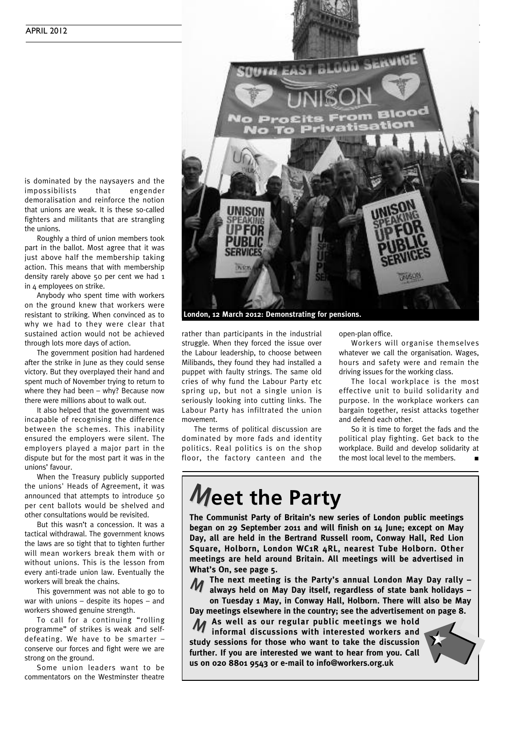is dominated by the naysayers and the impossibilists that engender demoralisation and reinforce the notion that unions are weak. It is these so-called fighters and militants that are strangling the unions.

Roughly a third of union members took part in the ballot. Most agree that it was just above half the membership taking action. This means that with membership density rarely above 50 per cent we had 1 in 4 employees on strike.

Anybody who spent time with workers on the ground knew that workers were resistant to striking. When convinced as to why we had to they were clear that sustained action would not be achieved through lots more days of action.

The government position had hardened after the strike in June as they could sense victory. But they overplayed their hand and spent much of November trying to return to where they had been – why? Because now there were millions about to walk out.

It also helped that the government was incapable of recognising the difference between the schemes. This inability ensured the employers were silent. The employers played a major part in the dispute but for the most part it was in the unions' favour.

When the Treasury publicly supported the unions' Heads of Agreement, it was announced that attempts to introduce 50 per cent ballots would be shelved and other consultations would be revisited.

But this wasn't a concession. It was a tactical withdrawal. The government knows the laws are so tight that to tighten further will mean workers break them with or without unions. This is the lesson from every anti-trade union law. Eventually the workers will break the chains.

This government was not able to go to war with unions – despite its hopes – and workers showed genuine strength.

To call for a continuing "rolling programme" of strikes is weak and self-defeating. We have to be smarter – conserve our forces and fight were we are strong on the ground.

Some union leaders want to be commentators on the Westminster theatre rather than participants in the industrial struggle. When they forced the issue over the Labour leadership, to choose between Milibands, they found they had installed a puppet with faulty strings. The same old cries of why fund the Labour Party etc spring up, but not a single union is seriously looking into cutting links. The Labour Party has infiltrated the union movement.

The terms of political discussion are dominated by more fads and identity politics. Real politics is on the shop floor, the factory canteen and the open-plan office.

Workers will organise themselves whatever we call the organisation. Wages, hours and safety were and remain the driving issues for the working class.

The local workplace is the most effective unit to build solidarity and purpose. In the workplace workers can bargain together, resist attacks together and defend each other.

So it is time to forget the fads and the political play fighting. Get back to the workplace. Build and develop solidarity at the most local level to the members. ■

London, 12 March 2012: Demonstrating for pensions.

# Meet the Party

**The Communist Party of Britain's new series of London public meetings began on 29 September 2011 and will finish on 14 June; except on May Day, all are held in the Bertrand Russell room, Conway Hall, Red Lion Square, Holborn, London WC1R 4RL, nearest Tube Holborn. Other meetings are held around Britain. All meetings will be advertised in What's On, see page 5.**

**The next meeting is the Party's annual London May Day rally – always held on May Day itself, regardless of state bank holidays – on Tuesday 1 May, in Conway Hall, Holborn. There will also be May Day meetings elsewhere in the country; see the advertisement on page 8.**

**As well as our regular public meetings we hold informal discussions with interested workers and study sessions for those who want to take the discussion further. If you are interested we want to hear from you. Call us on 020 8801 9543 or e-mail to info@workers.org.uk**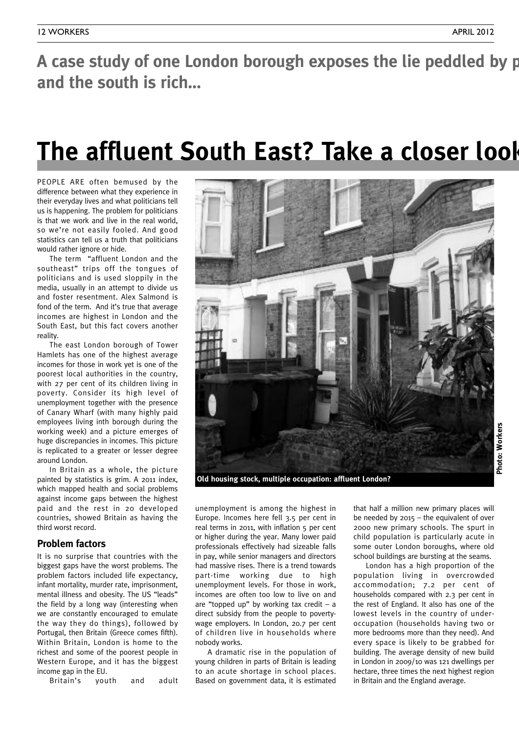**A case study of one London borough exposes the lie peddled by p and the south is rich…**

# The affluent South East? Take a closer look

PEOPLE ARE often bemused by the difference between what they experience in their everyday lives and what politicians tell us is happening. The problem for politicians is that we work and live in the real world, so we're not easily fooled. And good statistics can tell us a truth that politicians would rather ignore or hide.

The term "affluent London and the southeast" trips off the tongues of politicians and is used sloppily in the media, usually in an attempt to divide us and foster resentment. Alex Salmond is fond of the term. And it's true that average incomes are highest in London and the South East, but this fact covers another reality.

The east London borough of Tower Hamlets has one of the highest average incomes for those in work yet is one of the poorest local authorities in the country, with 27 per cent of its children living in poverty. Consider its high level of unemployment together with the presence of Canary Wharf (with many highly paid employees living inth borough during the working week) and a picture emerges of huge discrepancies in incomes. This picture is replicated to a greater or lesser degree around London.

In Britain as a whole, the picture painted by statistics is grim. A 2011 index, which mapped health and social problems against income gaps between the highest paid and the rest in 20 developed countries, showed Britain as having the third worst record.

Old housing stock, multiple occupation: affluent London?

Photo: Workers

## Problem factors

It is no surprise that countries with the biggest gaps have the worst problems. The problem factors included life expectancy, infant mortality, murder rate, imprisonment, mental illness and obesity. The US "leads" the field by a long way (interesting when we are constantly encouraged to emulate the way they do things), followed by Portugal, then Britain (Greece comes fifth). Within Britain, London is home to the richest and some of the poorest people in Western Europe, and it has the biggest income gap in the EU.

Britain's youth and adult unemployment is among the highest in Europe. Incomes here fell 3.5 per cent in real terms in 2011, with inflation 5 per cent or higher during the year. Many lower paid professionals effectively had sizeable falls in pay, while senior managers and directors had massive rises. There is a trend towards part-time working due to high unemployment levels. For those in work, incomes are often too low to live on and are "topped up" by working tax credit – a direct subsidy from the people to poverty-wage employers. In London, 20.7 per cent of children live in households where nobody works.

A dramatic rise in the population of young children in parts of Britain is leading to an acute shortage in school places. Based on government data, it is estimated that half a million new primary places will be needed by 2015 – the equivalent of over 2000 new primary schools. The spurt in child population is particularly acute in some outer London boroughs, where old school buildings are bursting at the seams.

London has a high proportion of the population living in overcrowded accommodation; 7.2 per cent of households compared with 2.3 per cent in the rest of England. It also has one of the lowest levels in the country of under-occupation (households having two or more bedrooms more than they need). And every space is likely to be grabbed for building. The average density of new build in London in 2009/10 was 121 dwellings per hectare, three times the next highest region in Britain and the England average.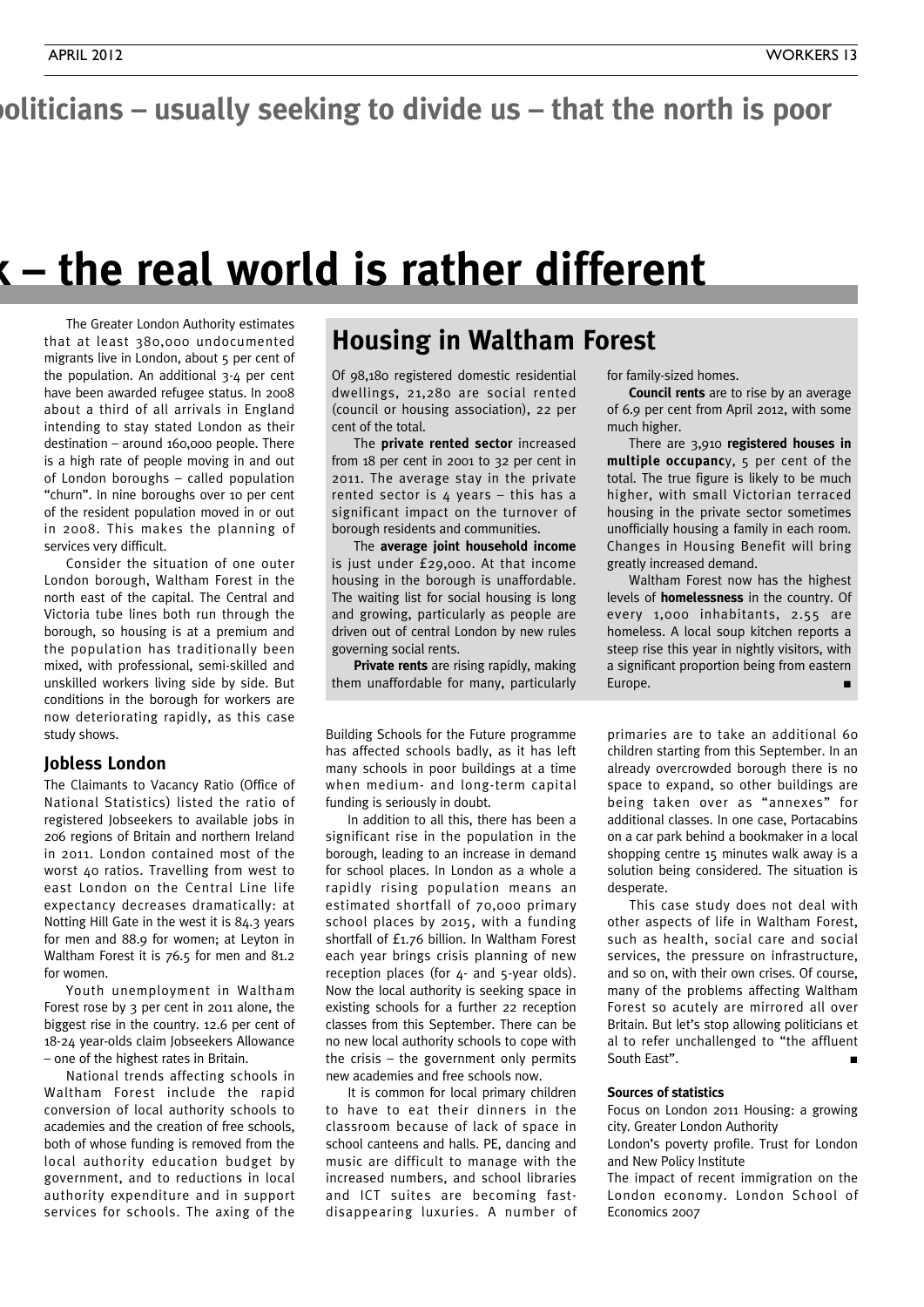politicians – usually seeking to divide us – that the north is poor

# k – the real world is rather different

The Greater London Authority estimates that at least 380,000 undocumented migrants live in London, about 5 per cent of the population. An additional 3-4 per cent have been awarded refugee status. In 2008 about a third of all arrivals in England intending to stay stated London as their destination – around 160,000 people. There is a high rate of people moving in and out of London boroughs – called population "churn". In nine boroughs over 10 per cent of the resident population moved in or out in 2008. This makes the planning of services very difficult.

Consider the situation of one outer London borough, Waltham Forest in the north east of the capital. The Central and Victoria tube lines both run through the borough, so housing is at a premium and the population has traditionally been mixed, with professional, semi-skilled and unskilled workers living side by side. But conditions in the borough for workers are now deteriorating rapidly, as this case study shows.

### Jobless London

The Claimants to Vacancy Ratio (Office of National Statistics) listed the ratio of registered Jobseekers to available jobs in 206 regions of Britain and northern Ireland in 2011. London contained most of the worst 40 ratios. Travelling from west to east London on the Central Line life expectancy decreases dramatically: at Notting Hill Gate in the west it is 84.3 years for men and 88.9 for women; at Leyton in Waltham Forest it is 76.5 for men and 81.2 for women.

Youth unemployment in Waltham Forest rose by 3 per cent in 2011 alone, the biggest rise in the country. 12.6 per cent of 18-24 year-olds claim Jobseekers Allowance – one of the highest rates in Britain.

National trends affecting schools in Waltham Forest include the rapid conversion of local authority schools to academies and the creation of free schools, both of whose funding is removed from the local authority education budget by government, and to reductions in local authority expenditure and in support services for schools. The axing of the Building Schools for the Future programme has affected schools badly, as it has left many schools in poor buildings at a time when medium- and long-term capital funding is seriously in doubt.

In addition to all this, there has been a significant rise in the population in the borough, leading to an increase in demand for school places. In London as a whole a rapidly rising population means an estimated shortfall of 70,000 primary school places by 2015, with a funding shortfall of £1.76 billion. In Waltham Forest each year brings crisis planning of new reception places (for 4- and 5-year olds). Now the local authority is seeking space in existing schools for a further 22 reception classes from this September. There can be no new local authority schools to cope with the crisis – the government only permits new academies and free schools now.

It is common for local primary children to have to eat their dinners in the classroom because of lack of space in school canteens and halls. PE, dancing and music are difficult to manage with the increased numbers, and school libraries and ICT suites are becoming fast-disappearing luxuries. A number of primaries are to take an additional 60 children starting from this September. In an already overcrowded borough there is no space to expand, so other buildings are being taken over as "annexes" for additional classes. In one case, Portacabins on a car park behind a bookmaker in a local shopping centre 15 minutes walk away is a solution being considered. The situation is desperate.

This case study does not deal with other aspects of life in Waltham Forest, such as health, social care and social services, the pressure on infrastructure, and so on, with their own crises. Of course, many of the problems affecting Waltham Forest so acutely are mirrored all over Britain. But let's stop allowing politicians et al to refer unchallenged to "the affluent South East". ■

## Housing in Waltham Forest

Of 98,180 registered domestic residential dwellings, 21,280 are social rented (council or housing association), 22 per cent of the total.

The **private rented sector** increased from 18 per cent in 2001 to 32 per cent in 2011. The average stay in the private rented sector is 4 years – this has a significant impact on the turnover of borough residents and communities.

The **average joint household income** is just under £29,000. At that income housing in the borough is unaffordable. The waiting list for social housing is long and growing, particularly as people are driven out of central London by new rules governing social rents.

**Private rents** are rising rapidly, making them unaffordable for many, particularly for family-sized homes.

**Council rents** are to rise by an average of 6.9 per cent from April 2012, with some much higher.

There are 3,910 **registered houses in multiple occupancy**, 5 per cent of the total. The true figure is likely to be much higher, with small Victorian terraced housing in the private sector sometimes unofficially housing a family in each room. Changes in Housing Benefit will bring greatly increased demand.

Waltham Forest now has the highest levels of **homelessness** in the country. Of every 1,000 inhabitants, 2.55 are homeless. A local soup kitchen reports a steep rise this year in nightly visitors, with a significant proportion being from eastern Europe. ■

#### Sources of statistics

Focus on London 2011 Housing: a growing city. Greater London Authority

London's poverty profile. Trust for London and New Policy Institute

The impact of recent immigration on the London economy. London School of Economics 2007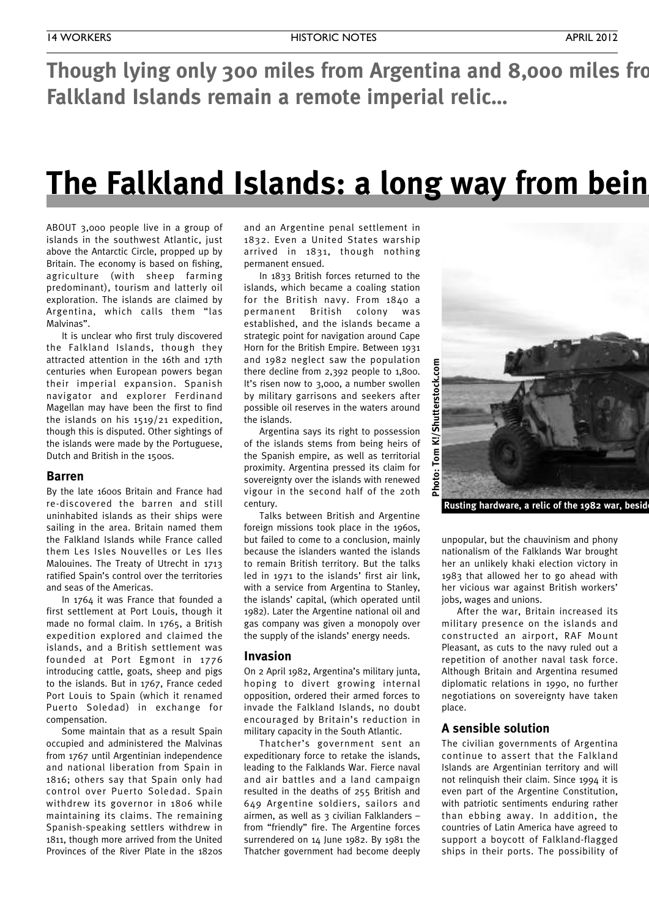**Though lying only 300 miles from Argentina and 8,000 miles fro Falkland Islands remain a remote imperial relic…**

# The Falkland Islands: a long way from bein

ABOUT 3,000 people live in a group of islands in the southwest Atlantic, just above the Antarctic Circle, propped up by Britain. The economy is based on fishing, agriculture (with sheep farming predominant), tourism and latterly oil exploration. The islands are claimed by Argentina, which calls them "las Malvinas".

It is unclear who first truly discovered the Falkland Islands, though they attracted attention in the 16th and 17th centuries when European powers began their imperial expansion. Spanish navigator and explorer Ferdinand Magellan may have been the first to find the islands on his 1519/21 expedition, though this is disputed. Other sightings of the islands were made by the Portuguese, Dutch and British in the 1500s.

## Barren

By the late 1600s Britain and France had re-discovered the barren and still uninhabited islands as their ships were sailing in the area. Britain named them the Falkland Islands while France called them Les Isles Nouvelles or Les Iles Malouines. The Treaty of Utrecht in 1713 ratified Spain's control over the territories and seas of the Americas.

In 1764 it was France that founded a first settlement at Port Louis, though it made no formal claim. In 1765, a British expedition explored and claimed the islands, and a British settlement was founded at Port Egmont in 1776 introducing cattle, goats, sheep and pigs to the islands. But in 1767, France ceded Port Louis to Spain (which it renamed Puerto Soledad) in exchange for compensation.

Some maintain that as a result Spain occupied and administered the Malvinas from 1767 until Argentinian independence and national liberation from Spain in 1816; others say that Spain only had control over Puerto Soledad. Spain withdrew its governor in 1806 while maintaining its claims. The remaining Spanish-speaking settlers withdrew in 1811, though more arrived from the United Provinces of the River Plate in the 1820s and an Argentine penal settlement in 1832. Even a United States warship arrived in 1831, though nothing permanent ensued.

In 1833 British forces returned to the islands, which became a coaling station for the British navy. From 1840 a permanent British colony was established, and the islands became a strategic point for navigation around Cape Horn for the British Empire. Between 1931 and 1982 neglect saw the population there decline from 2,392 people to 1,800. It's risen now to 3,000, a number swollen by military garrisons and seekers after possible oil reserves in the waters around the islands.

Argentina says its right to possession of the islands stems from being heirs of the Spanish empire, as well as territorial proximity. Argentina pressed its claim for sovereignty over the islands with renewed vigour in the second half of the 20th century.

Talks between British and Argentine foreign missions took place in the 1960s, but failed to come to a conclusion, mainly because the islanders wanted the islands to remain British territory. But the talks led in 1971 to the islands' first air link, with a service from Argentina to Stanley, the islands' capital, (which operated until 1982). Later the Argentine national oil and gas company was given a monopoly over the supply of the islands' energy needs.

## Invasion

On 2 April 1982, Argentina's military junta, hoping to divert growing internal opposition, ordered their armed forces to invade the Falkland Islands, no doubt encouraged by Britain's reduction in military capacity in the South Atlantic.

Thatcher's government sent an expeditionary force to retake the islands, leading to the Falklands War. Fierce naval and air battles and a land campaign resulted in the deaths of 255 British and 649 Argentine soldiers, sailors and airmen, as well as 3 civilian Falklanders – from "friendly" fire. The Argentine forces surrendered on 14 June 1982. By 1981 the Thatcher government had become deeply unpopular, but the chauvinism and phony nationalism of the Falklands War brought her an unlikely khaki election victory in 1983 that allowed her to go ahead with her vicious war against British workers' jobs, wages and unions.

Photo: Tom K!/Shutterstock.com

Rusting hardware, a relic of the 1982 war, besid

After the war, Britain increased its military presence on the islands and constructed an airport, RAF Mount Pleasant, as cuts to the navy ruled out a repetition of another naval task force. Although Britain and Argentina resumed diplomatic relations in 1990, no further negotiations on sovereignty have taken place.

## A sensible solution

The civilian governments of Argentina continue to assert that the Falkland Islands are Argentinian territory and will not relinquish their claim. Since 1994 it is even part of the Argentine Constitution, with patriotic sentiments enduring rather than ebbing away. In addition, the countries of Latin America have agreed to support a boycott of Falkland-flagged ships in their ports. The possibility of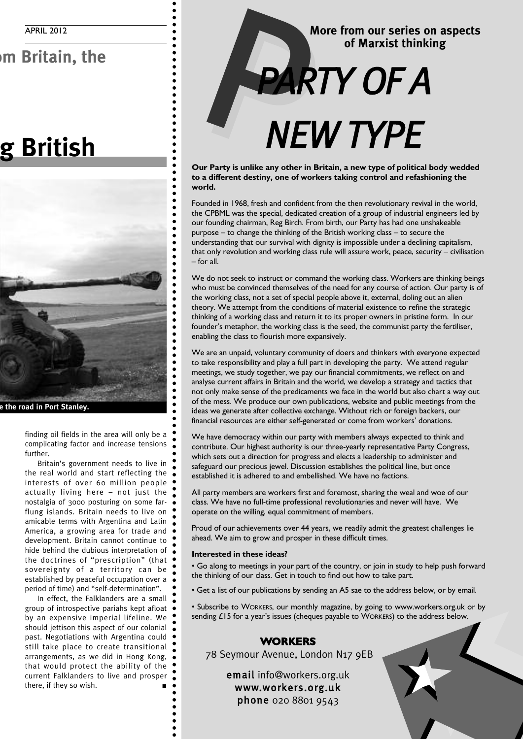finding oil fields in the area will only be a complicating factor and increase tensions further.

Britain's government needs to live in the real world and start reflecting the interests of over 60 million people actually living here – not just the nostalgia of 3000 posturing on some far-flung islands. Britain needs to live on amicable terms with Argentina and Latin America, a growing area for trade and development. Britain cannot continue to hide behind the dubious interpretation of the doctrines of "prescription" (that sovereignty of a territory can be established by peaceful occupation over a period of time) and "self-determination".

In effect, the Falklanders are a small group of introspective pariahs kept afloat by an expensive imperial lifeline. We should jettison this aspect of our colonial past. Negotiations with Argentina could still take place to create transitional arrangements, as we did in Hong Kong, that would protect the ability of the current Falklanders to live and prosper there, if they so wish. ■

**More from our series on aspects of Marxist thinking**

# PARTY OF A NEW TYPE

**Our Party is unlike any other in Britain, a new type of political body wedded to a different destiny, one of workers taking control and refashioning the world.**

Founded in 1968, fresh and confident from the then revolutionary revival in the world, the CPBML was the special, dedicated creation of a group of industrial engineers led by our founding chairman, Reg Birch. From birth, our Party has had one unshakeable purpose – to change the thinking of the British working class – to secure the understanding that our survival with dignity is impossible under a declining capitalism, that only revolution and working class rule will assure work, peace, security – civilisation – for all.

We do not seek to instruct or command the working class. Workers are thinking beings who must be convinced themselves of the need for any course of action. Our party is of the working class, not a set of special people above it, external, doling out an alien theory. We attempt from the conditions of material existence to refine the strategic thinking of a working class and return it to its proper owners in pristine form. In our founder's metaphor, the working class is the seed, the communist party the fertiliser, enabling the class to flourish more expansively.

We are an unpaid, voluntary community of doers and thinkers with everyone expected to take responsibility and play a full part in developing the party. We attend regular meetings, we study together, we pay our financial commitments, we reflect on and analyse current affairs in Britain and the world, we develop a strategy and tactics that not only make sense of the predicaments we face in the world but also chart a way out of the mess. We produce our own publications, website and public meetings from the ideas we generate after collective exchange. Without rich or foreign backers, our financial resources are either self-generated or come from workers' donations.

We have democracy within our party with members always expected to think and contribute. Our highest authority is our three-yearly representative Party Congress, which sets out a direction for progress and elects a leadership to administer and safeguard our precious jewel. Discussion establishes the political line, but once established it is adhered to and embellished. We have no factions.

All party members are workers first and foremost, sharing the weal and woe of our class. We have no full-time professional revolutionaries and never will have. We operate on the willing, equal commitment of members.

Proud of our achievements over 44 years, we readily admit the greatest challenges lie ahead. We aim to grow and prosper in these difficult times.

**Interested in these ideas?**

- Go along to meetings in your part of the country, or join in study to help push forward the thinking of our class. Get in touch to find out how to take part.
- Get a list of our publications by sending an A5 sae to the address below, or by email.
- Subscribe to WORKERS, our monthly magazine, by going to www.workers.org.uk or by sending £15 for a year's issues (cheques payable to WORKERS) to the address below.

**WORKERS**

78 Seymour Avenue, London N17 9EB

**email** info@workers.org.uk

**www.workers.org.uk**

**phone** 020 8801 9543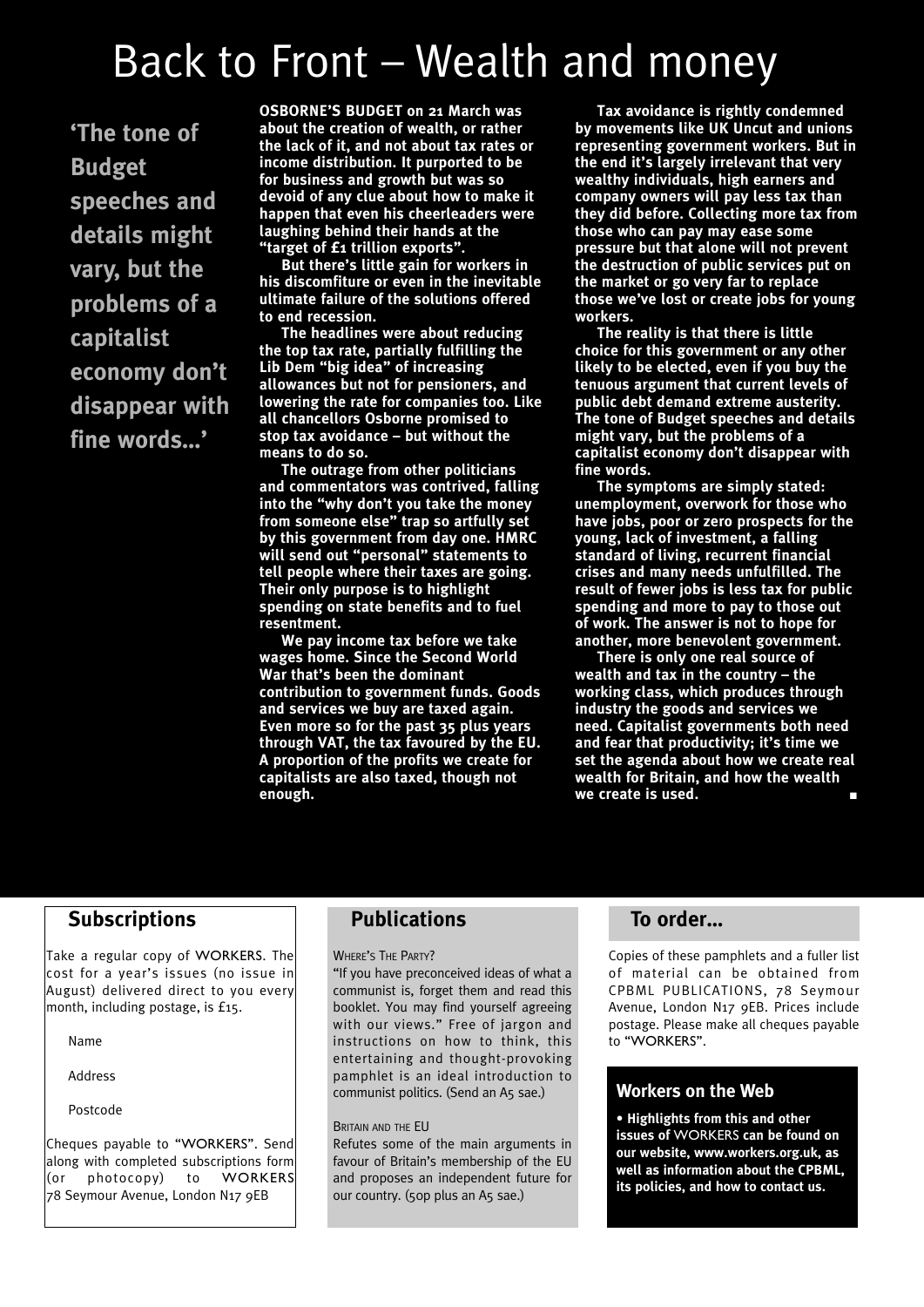# Back to Front – Wealth and money

**'The tone of Budget speeches and details might vary, but the problems of a capitalist economy don't disappear with fine words…'**

**OSBORNE'S BUDGET on 21 March was about the creation of wealth, or rather the lack of it, and not about tax rates or income distribution. It purported to be for business and growth but was so devoid of any clue about how to make it happen that even his cheerleaders were laughing behind their hands at the "target of £1 trillion exports".**

**But there's little gain for workers in his discomfiture or even in the inevitable ultimate failure of the solutions offered to end recession.**

**The headlines were about reducing the top tax rate, partially fulfilling the Lib Dem "big idea" of increasing allowances but not for pensioners, and lowering the rate for companies too. Like all chancellors Osborne promised to stop tax avoidance – but without the means to do so.**

**The outrage from other politicians and commentators was contrived, falling into the "why don't you take the money from someone else" trap so artfully set by this government from day one. HMRC will send out "personal" statements to tell people where their taxes are going. Their only purpose is to highlight spending on state benefits and to fuel resentment.**

**We pay income tax before we take wages home. Since the Second World War that's been the dominant contribution to government funds. Goods and services we buy are taxed again. Even more so for the past 35 plus years through VAT, the tax favoured by the EU. A proportion of the profits we create for capitalists are also taxed, though not enough.**

**Tax avoidance is rightly condemned by movements like UK Uncut and unions representing government workers. But in the end it's largely irrelevant that very wealthy individuals, high earners and company owners will pay less tax than they did before. Collecting more tax from those who can pay may ease some pressure but that alone will not prevent the destruction of public services put on the market or go very far to replace those we've lost or create jobs for young workers.**

**The reality is that there is little choice for this government or any other likely to be elected, even if you buy the tenuous argument that current levels of public debt demand extreme austerity. The tone of Budget speeches and details might vary, but the problems of a capitalist economy don't disappear with fine words.**

**The symptoms are simply stated: unemployment, overwork for those who have jobs, poor or zero prospects for the young, lack of investment, a falling standard of living, recurrent financial crises and many needs unfulfilled. The result of fewer jobs is less tax for public spending and more to pay to those out of work. The answer is not to hope for another, more benevolent government.**

**There is only one real source of wealth and tax in the country – the working class, which produces through industry the goods and services we need. Capitalist governments both need and fear that productivity; it's time we set the agenda about how we create real wealth for Britain, and how the wealth we create is used.** ■

## Subscriptions

Take a regular copy of WORKERS. The cost for a year's issues (no issue in August) delivered direct to you every month, including postage, is £15.

Name

Address

Postcode

Cheques payable to "WORKERS". Send along with completed subscriptions form (or photocopy) to WORKERS 78 Seymour Avenue, London N17 9EB

## Publications

WHERE'S THE PARTY?

"If you have preconceived ideas of what a communist is, forget them and read this booklet. You may find yourself agreeing with our views." Free of jargon and instructions on how to think, this entertaining and thought-provoking pamphlet is an ideal introduction to communist politics. (Send an A5 sae.)

BRITAIN AND THE EU

Refutes some of the main arguments in favour of Britain's membership of the EU and proposes an independent future for our country. (50p plus an A5 sae.)

## To order…

Copies of these pamphlets and a fuller list of material can be obtained from CPBML PUBLICATIONS, 78 Seymour Avenue, London N17 9EB. Prices include postage. Please make all cheques payable to "WORKERS".

### Workers on the Web

- **Highlights from this and other issues of** WORKERS **can be found on our website, www.workers.org.uk, as well as information about the CPBML, its policies, and how to contact us.**